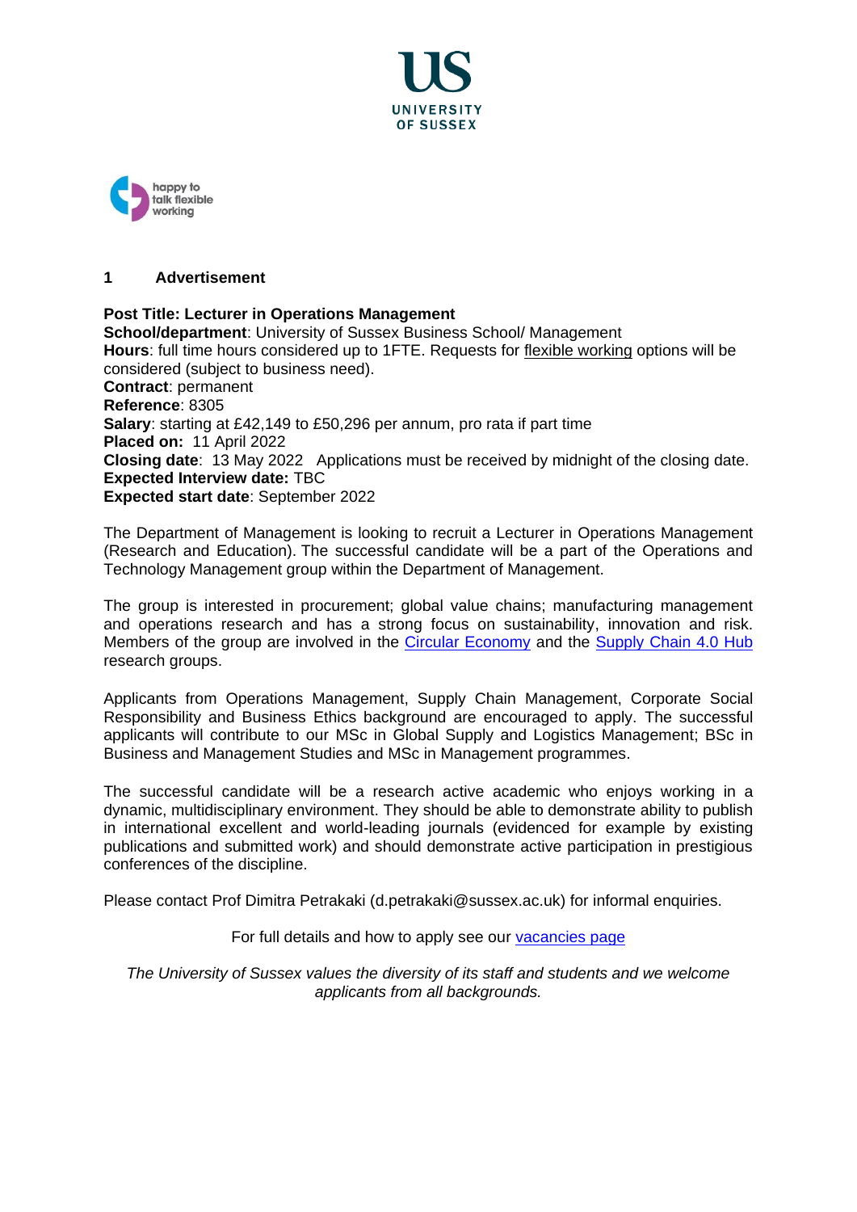UNIVERSITY OF SUSSEX

happy to talk flexible working

## 1 Advertisement

**Post Title: Lecturer in Operations Management**
**School/department**: University of Sussex Business School/ Management
**Hours**: full time hours considered up to 1FTE. Requests for flexible working options will be considered (subject to business need).
**Contract**: permanent
**Reference**: 8305
**Salary**: starting at £42,149 to £50,296 per annum, pro rata if part time
**Placed on:** 11 April 2022
**Closing date**: 13 May 2022 Applications must be received by midnight of the closing date.
**Expected Interview date:** TBC
**Expected start date**: September 2022

The Department of Management is looking to recruit a Lecturer in Operations Management (Research and Education). The successful candidate will be a part of the Operations and Technology Management group within the Department of Management.

The group is interested in procurement; global value chains; manufacturing management and operations research and has a strong focus on sustainability, innovation and risk. Members of the group are involved in the Circular Economy and the Supply Chain 4.0 Hub research groups.

Applicants from Operations Management, Supply Chain Management, Corporate Social Responsibility and Business Ethics background are encouraged to apply. The successful applicants will contribute to our MSc in Global Supply and Logistics Management; BSc in Business and Management Studies and MSc in Management programmes.

The successful candidate will be a research active academic who enjoys working in a dynamic, multidisciplinary environment. They should be able to demonstrate ability to publish in international excellent and world-leading journals (evidenced for example by existing publications and submitted work) and should demonstrate active participation in prestigious conferences of the discipline.

Please contact Prof Dimitra Petrakaki (d.petrakaki@sussex.ac.uk) for informal enquiries.

For full details and how to apply see our vacancies page

*The University of Sussex values the diversity of its staff and students and we welcome applicants from all backgrounds.*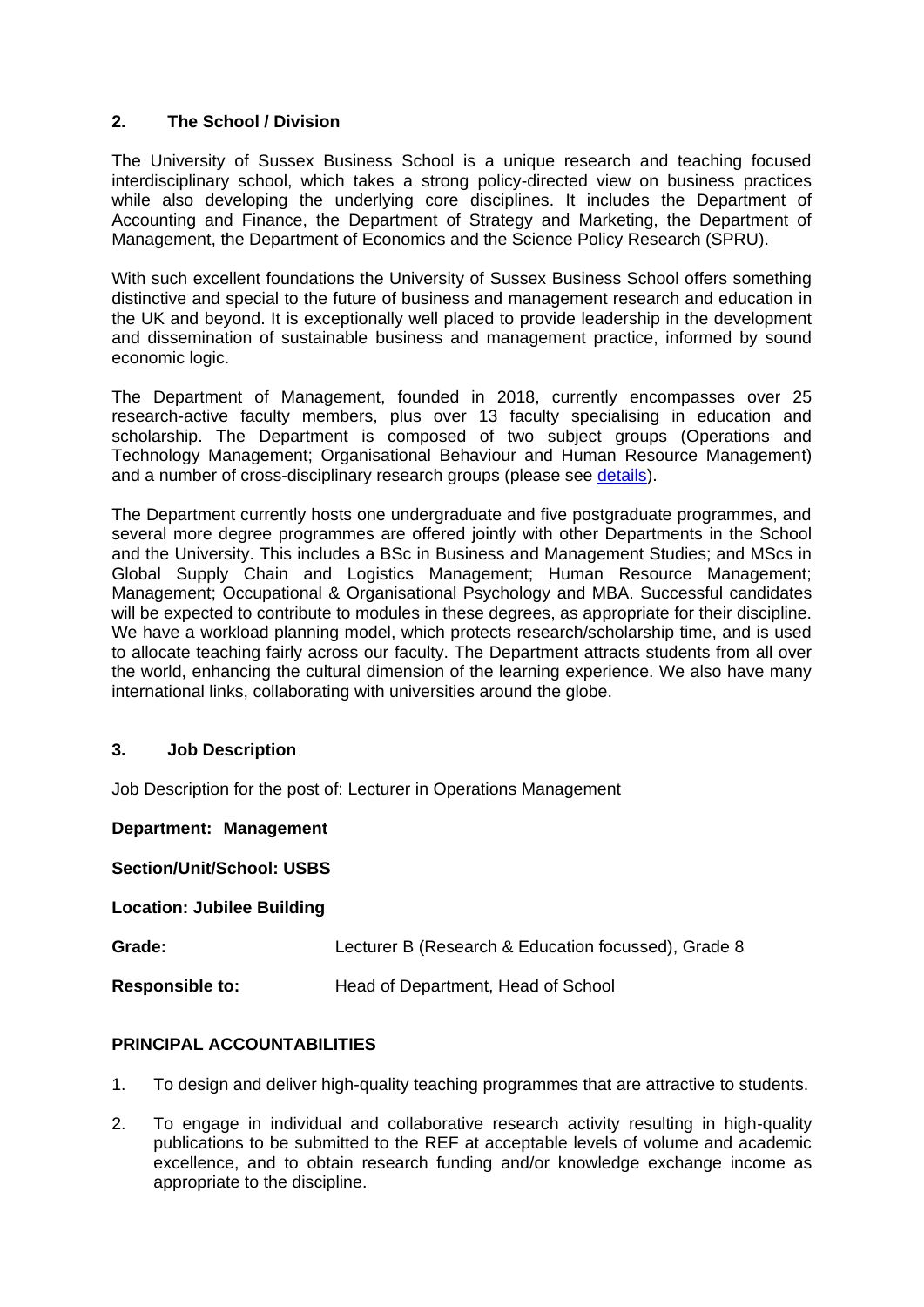## 2. The School / Division

The University of Sussex Business School is a unique research and teaching focused interdisciplinary school, which takes a strong policy-directed view on business practices while also developing the underlying core disciplines. It includes the Department of Accounting and Finance, the Department of Strategy and Marketing, the Department of Management, the Department of Economics and the Science Policy Research (SPRU).

With such excellent foundations the University of Sussex Business School offers something distinctive and special to the future of business and management research and education in the UK and beyond. It is exceptionally well placed to provide leadership in the development and dissemination of sustainable business and management practice, informed by sound economic logic.

The Department of Management, founded in 2018, currently encompasses over 25 research-active faculty members, plus over 13 faculty specialising in education and scholarship. The Department is composed of two subject groups (Operations and Technology Management; Organisational Behaviour and Human Resource Management) and a number of cross-disciplinary research groups (please see details).

The Department currently hosts one undergraduate and five postgraduate programmes, and several more degree programmes are offered jointly with other Departments in the School and the University. This includes a BSc in Business and Management Studies; and MScs in Global Supply Chain and Logistics Management; Human Resource Management; Management; Occupational & Organisational Psychology and MBA. Successful candidates will be expected to contribute to modules in these degrees, as appropriate for their discipline. We have a workload planning model, which protects research/scholarship time, and is used to allocate teaching fairly across our faculty. The Department attracts students from all over the world, enhancing the cultural dimension of the learning experience. We also have many international links, collaborating with universities around the globe.

## 3. Job Description

Job Description for the post of: Lecturer in Operations Management

**Department: Management**

**Section/Unit/School: USBS**

**Location: Jubilee Building**

**Grade:** Lecturer B (Research & Education focussed), Grade 8

**Responsible to:** Head of Department, Head of School

### PRINCIPAL ACCOUNTABILITIES

1. To design and deliver high-quality teaching programmes that are attractive to students.
2. To engage in individual and collaborative research activity resulting in high-quality publications to be submitted to the REF at acceptable levels of volume and academic excellence, and to obtain research funding and/or knowledge exchange income as appropriate to the discipline.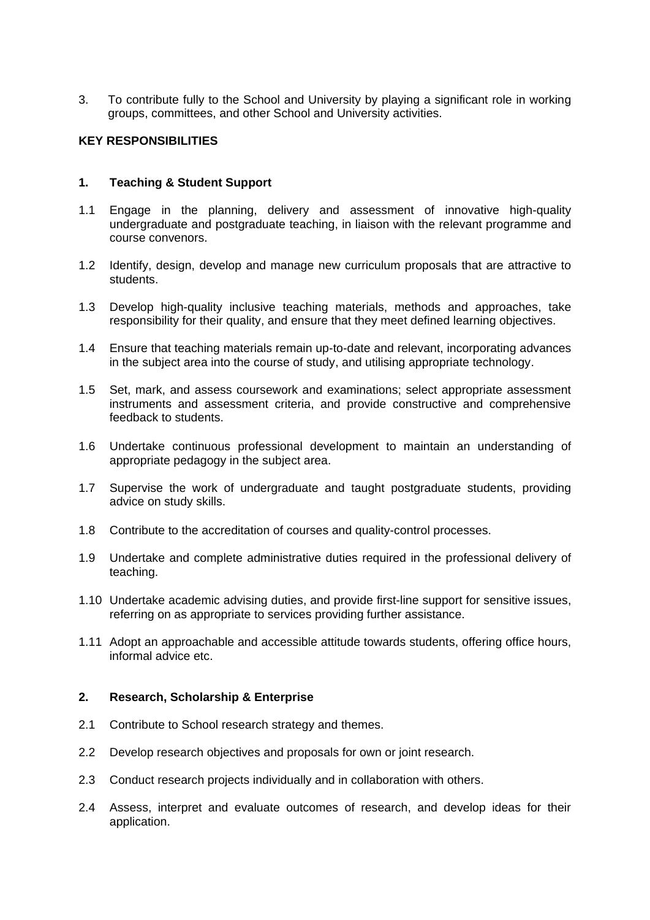3. To contribute fully to the School and University by playing a significant role in working groups, committees, and other School and University activities.

**KEY RESPONSIBILITIES**

**1. Teaching & Student Support**

1.1 Engage in the planning, delivery and assessment of innovative high-quality undergraduate and postgraduate teaching, in liaison with the relevant programme and course convenors.

1.2 Identify, design, develop and manage new curriculum proposals that are attractive to students.

1.3 Develop high-quality inclusive teaching materials, methods and approaches, take responsibility for their quality, and ensure that they meet defined learning objectives.

1.4 Ensure that teaching materials remain up-to-date and relevant, incorporating advances in the subject area into the course of study, and utilising appropriate technology.

1.5 Set, mark, and assess coursework and examinations; select appropriate assessment instruments and assessment criteria, and provide constructive and comprehensive feedback to students.

1.6 Undertake continuous professional development to maintain an understanding of appropriate pedagogy in the subject area.

1.7 Supervise the work of undergraduate and taught postgraduate students, providing advice on study skills.

1.8 Contribute to the accreditation of courses and quality-control processes.

1.9 Undertake and complete administrative duties required in the professional delivery of teaching.

1.10 Undertake academic advising duties, and provide first-line support for sensitive issues, referring on as appropriate to services providing further assistance.

1.11 Adopt an approachable and accessible attitude towards students, offering office hours, informal advice etc.

**2. Research, Scholarship & Enterprise**

2.1 Contribute to School research strategy and themes.

2.2 Develop research objectives and proposals for own or joint research.

2.3 Conduct research projects individually and in collaboration with others.

2.4 Assess, interpret and evaluate outcomes of research, and develop ideas for their application.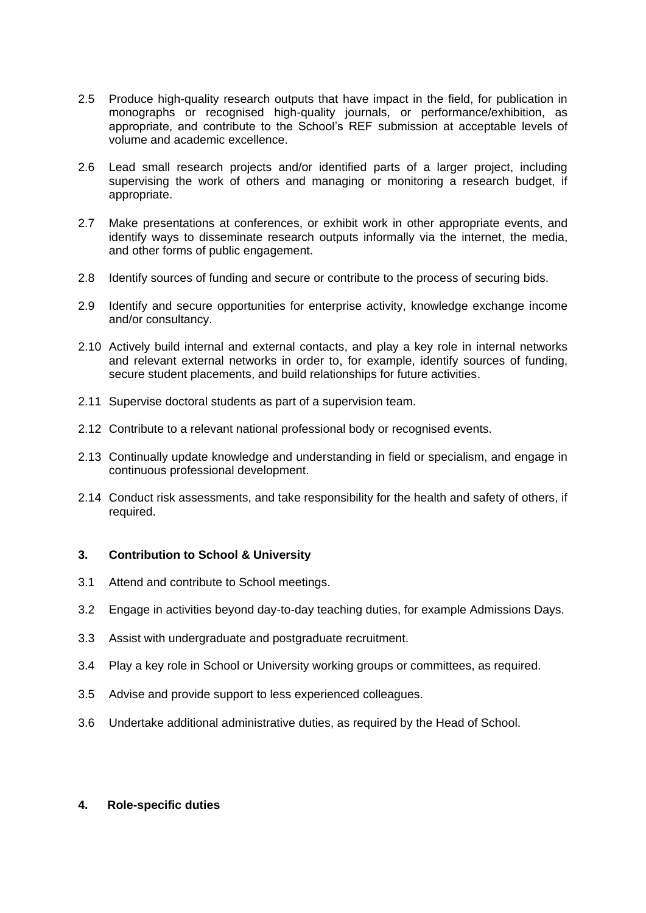2.5 Produce high-quality research outputs that have impact in the field, for publication in monographs or recognised high-quality journals, or performance/exhibition, as appropriate, and contribute to the School's REF submission at acceptable levels of volume and academic excellence.

2.6 Lead small research projects and/or identified parts of a larger project, including supervising the work of others and managing or monitoring a research budget, if appropriate.

2.7 Make presentations at conferences, or exhibit work in other appropriate events, and identify ways to disseminate research outputs informally via the internet, the media, and other forms of public engagement.

2.8 Identify sources of funding and secure or contribute to the process of securing bids.

2.9 Identify and secure opportunities for enterprise activity, knowledge exchange income and/or consultancy.

2.10 Actively build internal and external contacts, and play a key role in internal networks and relevant external networks in order to, for example, identify sources of funding, secure student placements, and build relationships for future activities.

2.11 Supervise doctoral students as part of a supervision team.

2.12 Contribute to a relevant national professional body or recognised events.

2.13 Continually update knowledge and understanding in field or specialism, and engage in continuous professional development.

2.14 Conduct risk assessments, and take responsibility for the health and safety of others, if required.

### 3. Contribution to School & University

3.1 Attend and contribute to School meetings.

3.2 Engage in activities beyond day-to-day teaching duties, for example Admissions Days.

3.3 Assist with undergraduate and postgraduate recruitment.

3.4 Play a key role in School or University working groups or committees, as required.

3.5 Advise and provide support to less experienced colleagues.

3.6 Undertake additional administrative duties, as required by the Head of School.

### 4. Role-specific duties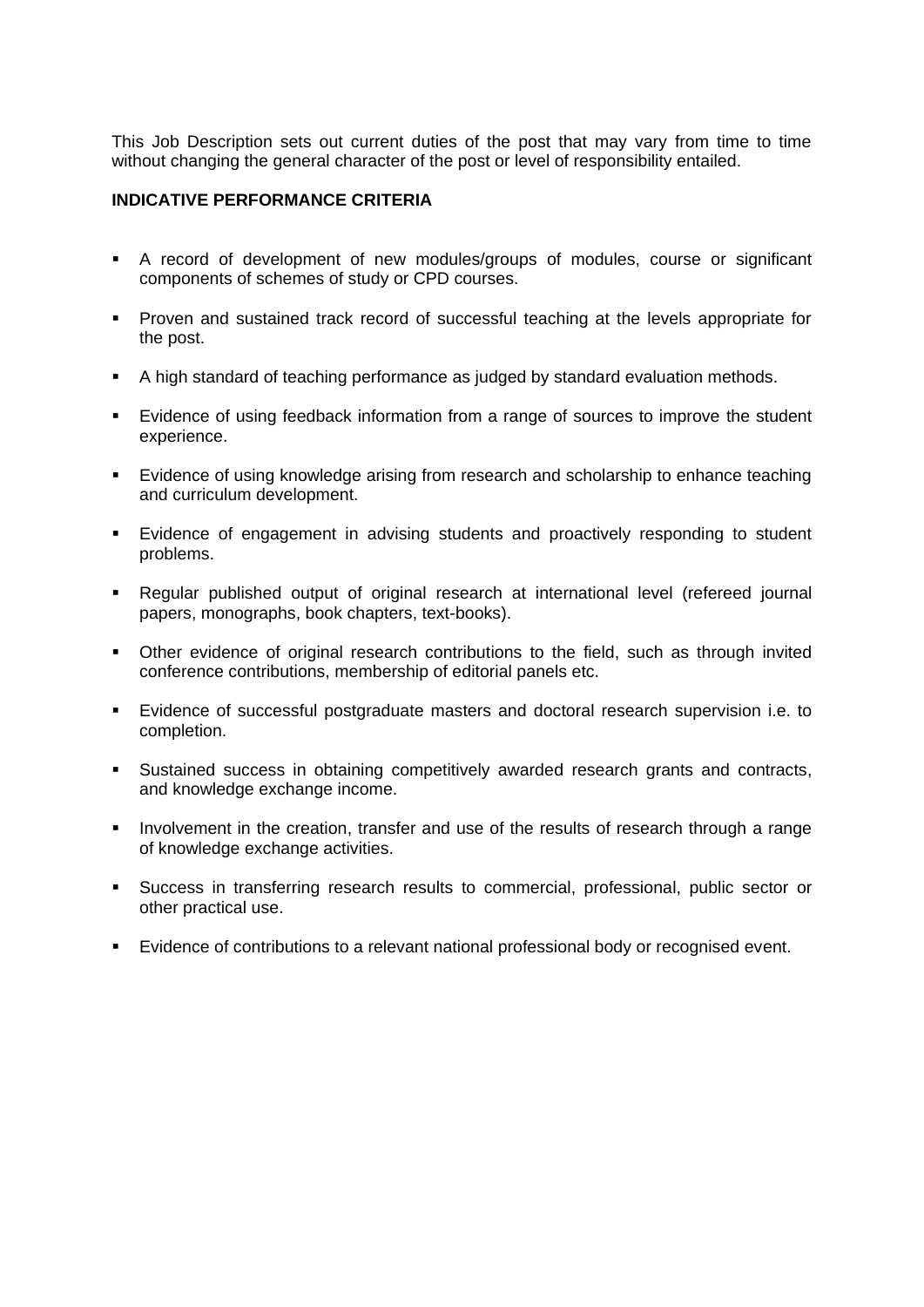This Job Description sets out current duties of the post that may vary from time to time without changing the general character of the post or level of responsibility entailed.

**INDICATIVE PERFORMANCE CRITERIA**

- A record of development of new modules/groups of modules, course or significant components of schemes of study or CPD courses.
- Proven and sustained track record of successful teaching at the levels appropriate for the post.
- A high standard of teaching performance as judged by standard evaluation methods.
- Evidence of using feedback information from a range of sources to improve the student experience.
- Evidence of using knowledge arising from research and scholarship to enhance teaching and curriculum development.
- Evidence of engagement in advising students and proactively responding to student problems.
- Regular published output of original research at international level (refereed journal papers, monographs, book chapters, text-books).
- Other evidence of original research contributions to the field, such as through invited conference contributions, membership of editorial panels etc.
- Evidence of successful postgraduate masters and doctoral research supervision i.e. to completion.
- Sustained success in obtaining competitively awarded research grants and contracts, and knowledge exchange income.
- Involvement in the creation, transfer and use of the results of research through a range of knowledge exchange activities.
- Success in transferring research results to commercial, professional, public sector or other practical use.
- Evidence of contributions to a relevant national professional body or recognised event.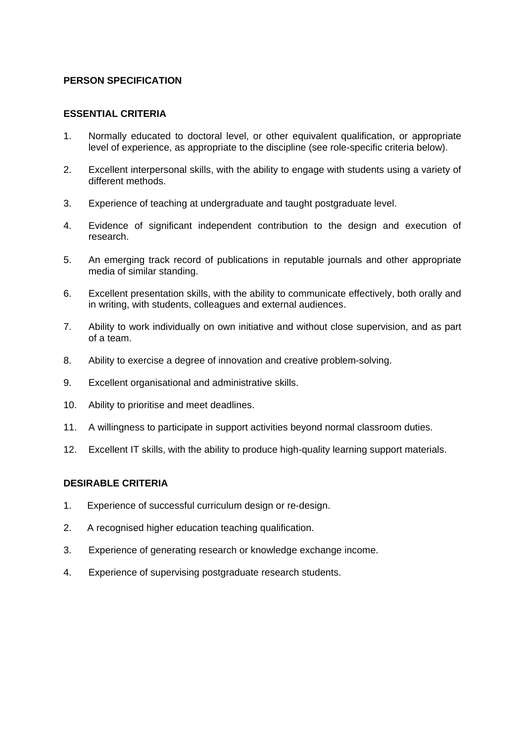**PERSON SPECIFICATION**

**ESSENTIAL CRITERIA**

1. Normally educated to doctoral level, or other equivalent qualification, or appropriate level of experience, as appropriate to the discipline (see role-specific criteria below).
2. Excellent interpersonal skills, with the ability to engage with students using a variety of different methods.
3. Experience of teaching at undergraduate and taught postgraduate level.
4. Evidence of significant independent contribution to the design and execution of research.
5. An emerging track record of publications in reputable journals and other appropriate media of similar standing.
6. Excellent presentation skills, with the ability to communicate effectively, both orally and in writing, with students, colleagues and external audiences.
7. Ability to work individually on own initiative and without close supervision, and as part of a team.
8. Ability to exercise a degree of innovation and creative problem-solving.
9. Excellent organisational and administrative skills.
10. Ability to prioritise and meet deadlines.
11. A willingness to participate in support activities beyond normal classroom duties.
12. Excellent IT skills, with the ability to produce high-quality learning support materials.

**DESIRABLE CRITERIA**

1. Experience of successful curriculum design or re-design.
2. A recognised higher education teaching qualification.
3. Experience of generating research or knowledge exchange income.
4. Experience of supervising postgraduate research students.